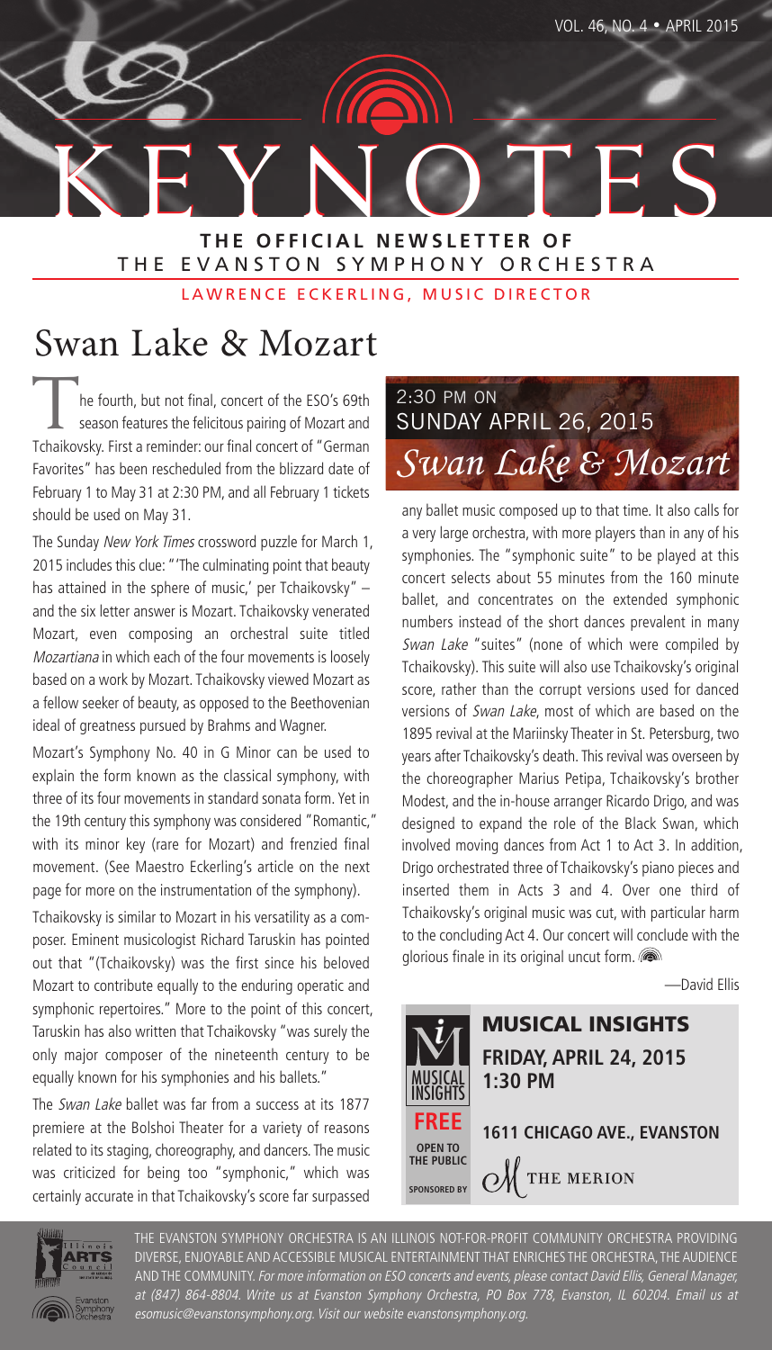# KEYNOTES

**THE OFFICIAL NEWSLETTER OF**
THE EVANSTON SYMPHONY ORCHESTRA

LAWRENCE ECKERLING, MUSIC DIRECTOR

# Swan Lake & Mozart

The fourth, but not final, concert of the ESO's 69th season features the felicitous pairing of Mozart and Tchaikovsky. First a reminder: our final concert of "German Favorites" has been rescheduled from the blizzard date of February 1 to May 31 at 2:30 PM, and all February 1 tickets should be used on May 31.

The Sunday *New York Times* crossword puzzle for March 1, 2015 includes this clue: "'The culminating point that beauty has attained in the sphere of music,' per Tchaikovsky" – and the six letter answer is Mozart. Tchaikovsky venerated Mozart, even composing an orchestral suite titled *Mozartiana* in which each of the four movements is loosely based on a work by Mozart. Tchaikovsky viewed Mozart as a fellow seeker of beauty, as opposed to the Beethovenian ideal of greatness pursued by Brahms and Wagner.

Mozart's Symphony No. 40 in G Minor can be used to explain the form known as the classical symphony, with three of its four movements in standard sonata form. Yet in the 19th century this symphony was considered "Romantic," with its minor key (rare for Mozart) and frenzied final movement. (See Maestro Eckerling's article on the next page for more on the instrumentation of the symphony).

Tchaikovsky is similar to Mozart in his versatility as a composer. Eminent musicologist Richard Taruskin has pointed out that "(Tchaikovsky) was the first since his beloved Mozart to contribute equally to the enduring operatic and symphonic repertoires." More to the point of this concert, Taruskin has also written that Tchaikovsky "was surely the only major composer of the nineteenth century to be equally known for his symphonies and his ballets."

The *Swan Lake* ballet was far from a success at its 1877 premiere at the Bolshoi Theater for a variety of reasons related to its staging, choreography, and dancers. The music was criticized for being too "symphonic," which was certainly accurate in that Tchaikovsky's score far surpassed any ballet music composed up to that time. It also calls for a very large orchestra, with more players than in any of his symphonies. The "symphonic suite" to be played at this concert selects about 55 minutes from the 160 minute ballet, and concentrates on the extended symphonic numbers instead of the short dances prevalent in many *Swan Lake* "suites" (none of which were compiled by Tchaikovsky). This suite will also use Tchaikovsky's original score, rather than the corrupt versions used for danced versions of *Swan Lake*, most of which are based on the 1895 revival at the Mariinsky Theater in St. Petersburg, two years after Tchaikovsky's death. This revival was overseen by the choreographer Marius Petipa, Tchaikovsky's brother Modest, and the in-house arranger Ricardo Drigo, and was designed to expand the role of the Black Swan, which involved moving dances from Act 1 to Act 3. In addition, Drigo orchestrated three of Tchaikovsky's piano pieces and inserted them in Acts 3 and 4. Over one third of Tchaikovsky's original music was cut, with particular harm to the concluding Act 4. Our concert will conclude with the glorious finale in its original uncut form.

—David Ellis

2:30 PM ON
SUNDAY APRIL 26, 2015
*Swan Lake & Mozart*

## MUSICAL INSIGHTS

**FRIDAY, APRIL 24, 2015**
**1:30 PM**

**FREE** **OPEN TO THE PUBLIC**

**1611 CHICAGO AVE., EVANSTON**

**SPONSORED BY** THE MERION

THE EVANSTON SYMPHONY ORCHESTRA IS AN ILLINOIS NOT-FOR-PROFIT COMMUNITY ORCHESTRA PROVIDING DIVERSE, ENJOYABLE AND ACCESSIBLE MUSICAL ENTERTAINMENT THAT ENRICHES THE ORCHESTRA, THE AUDIENCE AND THE COMMUNITY. *For more information on ESO concerts and events, please contact David Ellis, General Manager, at (847) 864-8804. Write us at Evanston Symphony Orchestra, PO Box 778, Evanston, IL 60204. Email us at esomusic@evanstonsymphony.org. Visit our website evanstonsymphony.org.*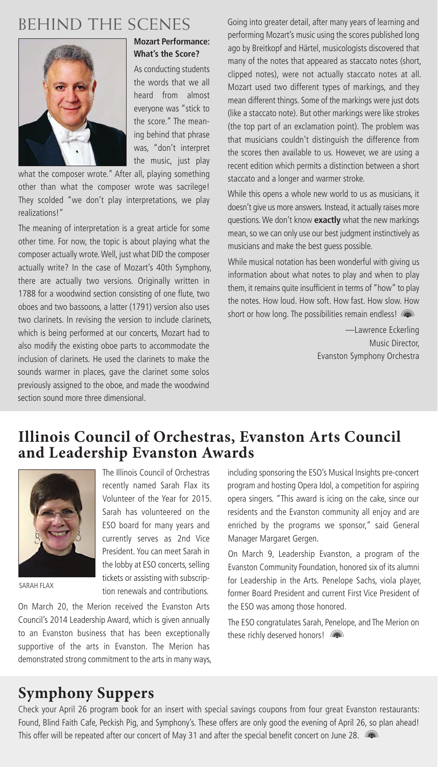# BEHIND THE SCENES

### Mozart Performance: What's the Score?

As conducting students the words that we all heard from almost everyone was "stick to the score." The meaning behind that phrase was, "don't interpret the music, just play what the composer wrote." After all, playing something other than what the composer wrote was sacrilege! They scolded "we don't play interpretations, we play realizations!"

The meaning of interpretation is a great article for some other time. For now, the topic is about playing what the composer actually wrote. Well, just what DID the composer actually write? In the case of Mozart's 40th Symphony, there are actually two versions. Originally written in 1788 for a woodwind section consisting of one flute, two oboes and two bassoons, a latter (1791) version also uses two clarinets. In revising the version to include clarinets, which is being performed at our concerts, Mozart had to also modify the existing oboe parts to accommodate the inclusion of clarinets. He used the clarinets to make the sounds warmer in places, gave the clarinet some solos previously assigned to the oboe, and made the woodwind section sound more three dimensional.

Going into greater detail, after many years of learning and performing Mozart's music using the scores published long ago by Breitkopf and Härtel, musicologists discovered that many of the notes that appeared as staccato notes (short, clipped notes), were not actually staccato notes at all. Mozart used two different types of markings, and they mean different things. Some of the markings were just dots (like a staccato note). But other markings were like strokes (the top part of an exclamation point). The problem was that musicians couldn't distinguish the difference from the scores then available to us. However, we are using a recent edition which permits a distinction between a short staccato and a longer and warmer stroke.

While this opens a whole new world to us as musicians, it doesn't give us more answers. Instead, it actually raises more questions. We don't know **exactly** what the new markings mean, so we can only use our best judgment instinctively as musicians and make the best guess possible.

While musical notation has been wonderful with giving us information about what notes to play and when to play them, it remains quite insufficient in terms of "how" to play the notes. How loud. How soft. How fast. How slow. How short or how long. The possibilities remain endless!

—Lawrence Eckerling
Music Director,
Evanston Symphony Orchestra

## Illinois Council of Orchestras, Evanston Arts Council and Leadership Evanston Awards

SARAH FLAX

The Illinois Council of Orchestras recently named Sarah Flax its Volunteer of the Year for 2015. Sarah has volunteered on the ESO board for many years and currently serves as 2nd Vice President. You can meet Sarah in the lobby at ESO concerts, selling tickets or assisting with subscription renewals and contributions.

On March 20, the Merion received the Evanston Arts Council's 2014 Leadership Award, which is given annually to an Evanston business that has been exceptionally supportive of the arts in Evanston. The Merion has demonstrated strong commitment to the arts in many ways, including sponsoring the ESO's Musical Insights pre-concert program and hosting Opera Idol, a competition for aspiring opera singers. "This award is icing on the cake, since our residents and the Evanston community all enjoy and are enriched by the programs we sponsor," said General Manager Margaret Gergen.

On March 9, Leadership Evanston, a program of the Evanston Community Foundation, honored six of its alumni for Leadership in the Arts. Penelope Sachs, viola player, former Board President and current First Vice President of the ESO was among those honored.

The ESO congratulates Sarah, Penelope, and The Merion on these richly deserved honors!

## Symphony Suppers

Check your April 26 program book for an insert with special savings coupons from four great Evanston restaurants: Found, Blind Faith Cafe, Peckish Pig, and Symphony's. These offers are only good the evening of April 26, so plan ahead! This offer will be repeated after our concert of May 31 and after the special benefit concert on June 28.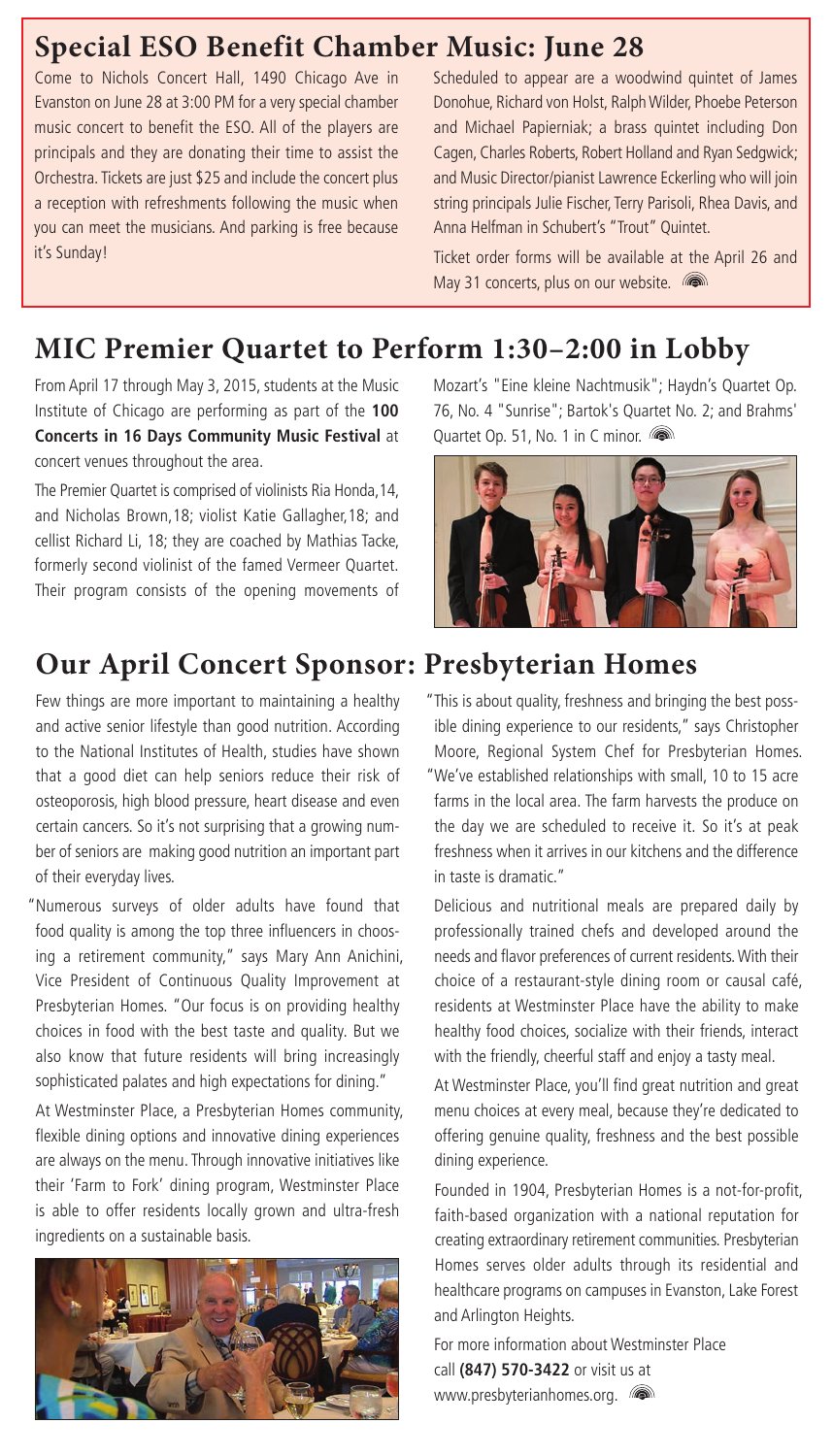## Special ESO Benefit Chamber Music: June 28

Come to Nichols Concert Hall, 1490 Chicago Ave in Evanston on June 28 at 3:00 PM for a very special chamber music concert to benefit the ESO. All of the players are principals and they are donating their time to assist the Orchestra. Tickets are just $25 and include the concert plus a reception with refreshments following the music when you can meet the musicians. And parking is free because it's Sunday!

Scheduled to appear are a woodwind quintet of James Donohue, Richard von Holst, Ralph Wilder, Phoebe Peterson and Michael Papierniak; a brass quintet including Don Cagen, Charles Roberts, Robert Holland and Ryan Sedgwick; and Music Director/pianist Lawrence Eckerling who will join string principals Julie Fischer, Terry Parisoli, Rhea Davis, and Anna Helfman in Schubert's "Trout" Quintet.

Ticket order forms will be available at the April 26 and May 31 concerts, plus on our website.

## MIC Premier Quartet to Perform 1:30–2:00 in Lobby

From April 17 through May 3, 2015, students at the Music Institute of Chicago are performing as part of the **100 Concerts in 16 Days Community Music Festival** at concert venues throughout the area.

The Premier Quartet is comprised of violinists Ria Honda,14, and Nicholas Brown,18; violist Katie Gallagher,18; and cellist Richard Li, 18; they are coached by Mathias Tacke, formerly second violinist of the famed Vermeer Quartet. Their program consists of the opening movements of Mozart's "Eine kleine Nachtmusik"; Haydn's Quartet Op. 76, No. 4 "Sunrise"; Bartok's Quartet No. 2; and Brahms' Quartet Op. 51, No. 1 in C minor.

## Our April Concert Sponsor: Presbyterian Homes

Few things are more important to maintaining a healthy and active senior lifestyle than good nutrition. According to the National Institutes of Health, studies have shown that a good diet can help seniors reduce their risk of osteoporosis, high blood pressure, heart disease and even certain cancers. So it's not surprising that a growing number of seniors are making good nutrition an important part of their everyday lives.

"Numerous surveys of older adults have found that food quality is among the top three influencers in choosing a retirement community," says Mary Ann Anichini, Vice President of Continuous Quality Improvement at Presbyterian Homes. "Our focus is on providing healthy choices in food with the best taste and quality. But we also know that future residents will bring increasingly sophisticated palates and high expectations for dining."

At Westminster Place, a Presbyterian Homes community, flexible dining options and innovative dining experiences are always on the menu. Through innovative initiatives like their 'Farm to Fork' dining program, Westminster Place is able to offer residents locally grown and ultra-fresh ingredients on a sustainable basis.

"This is about quality, freshness and bringing the best possible dining experience to our residents," says Christopher Moore, Regional System Chef for Presbyterian Homes. "We've established relationships with small, 10 to 15 acre farms in the local area. The farm harvests the produce on the day we are scheduled to receive it. So it's at peak freshness when it arrives in our kitchens and the difference in taste is dramatic."

Delicious and nutritional meals are prepared daily by professionally trained chefs and developed around the needs and flavor preferences of current residents. With their choice of a restaurant-style dining room or causal café, residents at Westminster Place have the ability to make healthy food choices, socialize with their friends, interact with the friendly, cheerful staff and enjoy a tasty meal.

At Westminster Place, you'll find great nutrition and great menu choices at every meal, because they're dedicated to offering genuine quality, freshness and the best possible dining experience.

Founded in 1904, Presbyterian Homes is a not-for-profit, faith-based organization with a national reputation for creating extraordinary retirement communities. Presbyterian Homes serves older adults through its residential and healthcare programs on campuses in Evanston, Lake Forest and Arlington Heights.

For more information about Westminster Place call **(847) 570-3422** or visit us at www.presbyterianhomes.org.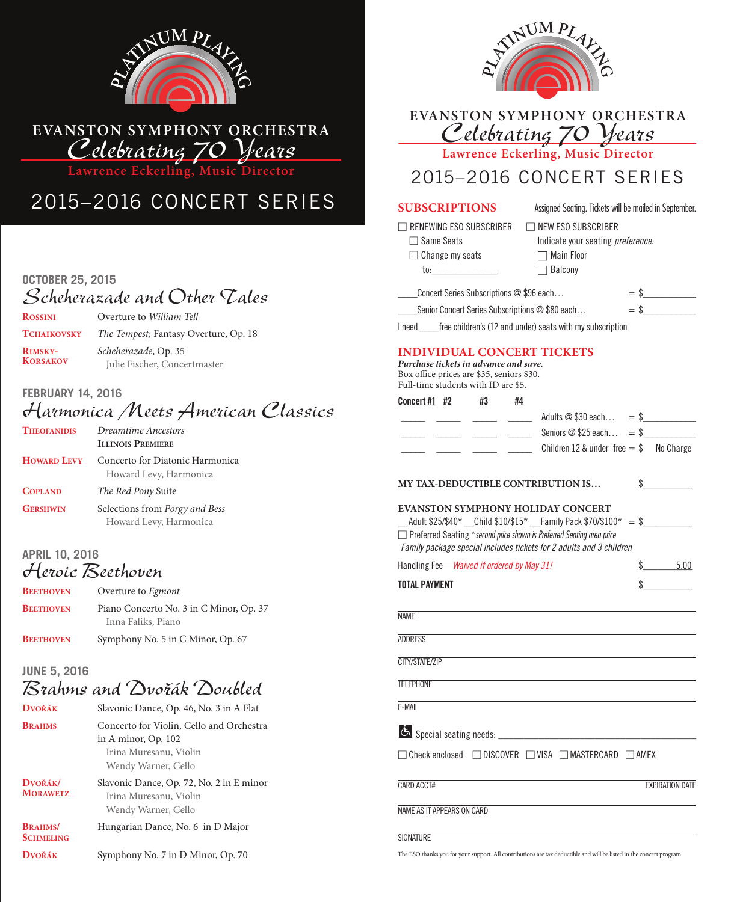PLATINUM PLAYING

# EVANSTON SYMPHONY ORCHESTRA

## *Celebrating 70 Years*

Lawrence Eckerling, Music Director

## 2015–2016 CONCERT SERIES

### OCTOBER 25, 2015

### *Scheherazade and Other Tales*

| | |
|---|---|
| ROSSINI | Overture to *William Tell* |
| TCHAIKOVSKY | *The Tempest;* Fantasy Overture, Op. 18 |
| RIMSKY-KORSAKOV | *Scheherazade*, Op. 35<br>Julie Fischer, Concertmaster |

### FEBRUARY 14, 2016

### *Harmonica Meets American Classics*

| | |
|---|---|
| THEOFANIDIS | *Dreamtime Ancestors*<br>ILLINOIS PREMIERE |
| HOWARD LEVY | Concerto for Diatonic Harmonica<br>Howard Levy, Harmonica |
| COPLAND | *The Red Pony* Suite |
| GERSHWIN | Selections from *Porgy and Bess*<br>Howard Levy, Harmonica |

### APRIL 10, 2016

### *Heroic Beethoven*

| | |
|---|---|
| BEETHOVEN | Overture to *Egmont* |
| BEETHOVEN | Piano Concerto No. 3 in C Minor, Op. 37<br>Inna Faliks, Piano |
| BEETHOVEN | Symphony No. 5 in C Minor, Op. 67 |

### JUNE 5, 2016

### *Brahms and Dvořák Doubled*

| | |
|---|---|
| DVOŘÁK | Slavonic Dance, Op. 46, No. 3 in A Flat |
| BRAHMS | Concerto for Violin, Cello and Orchestra in A minor, Op. 102<br>Irina Muresanu, Violin<br>Wendy Warner, Cello |
| DVOŘÁK/MORAWETZ | Slavonic Dance, Op. 72, No. 2 in E minor<br>Irina Muresanu, Violin<br>Wendy Warner, Cello |
| BRAHMS/SCHMELING | Hungarian Dance, No. 6 in D Major |
| DVOŘÁK | Symphony No. 7 in D Minor, Op. 70 |

PLATINUM PLAYING

# EVANSTON SYMPHONY ORCHESTRA

## *Celebrating 70 Years*

Lawrence Eckerling, Music Director

## 2015–2016 CONCERT SERIES

### SUBSCRIPTIONS

Assigned Seating. Tickets will be mailed in September.

☐ RENEWING ESO SUBSCRIBER
- ☐ Same Seats
- ☐ Change my seats to:______________

☐ NEW ESO SUBSCRIBER
Indicate your seating *preference:*
- ☐ Main Floor
- ☐ Balcony

____Concert Series Subscriptions @ $96 each… = $__________

____Senior Concert Series Subscriptions @ $80 each… = $__________

I need ____free children's (12 and under) seats with my subscription

### INDIVIDUAL CONCERT TICKETS

***Purchase tickets in advance and save.***
Box office prices are $35, seniors $30.
Full-time students with ID are $5.

| Concert #1 | #2 | #3 | #4 | | |
|---|---|---|---|---|---|
| ____ | ____ | ____ | ____ | Adults @ $30 each… | = $__________ |
| ____ | ____ | ____ | ____ | Seniors @ $25 each… | = $__________ |
| ____ | ____ | ____ | ____ | Children 12 & under–free | = $ No Charge |

**MY TAX-DEDUCTIBLE CONTRIBUTION IS…** $__________

**EVANSTON SYMPHONY HOLIDAY CONCERT**
__Adult $25/$40* __Child $10/$15* __Family Pack $70/$100* = $__________
☐ Preferred Seating *second price shown is Preferred Seating area price
*Family package special includes tickets for 2 adults and 3 children*

Handling Fee—*Waived if ordered by May 31!* $ 5.00

**TOTAL PAYMENT** $__________

NAME

ADDRESS

CITY/STATE/ZIP

TELEPHONE

E-MAIL

Special seating needs: ______________________________

☐ Check enclosed ☐ DISCOVER ☐ VISA ☐ MASTERCARD ☐ AMEX

CARD ACCT# EXPIRATION DATE

NAME AS IT APPEARS ON CARD

SIGNATURE

The ESO thanks you for your support. All contributions are tax deductible and will be listed in the concert program.